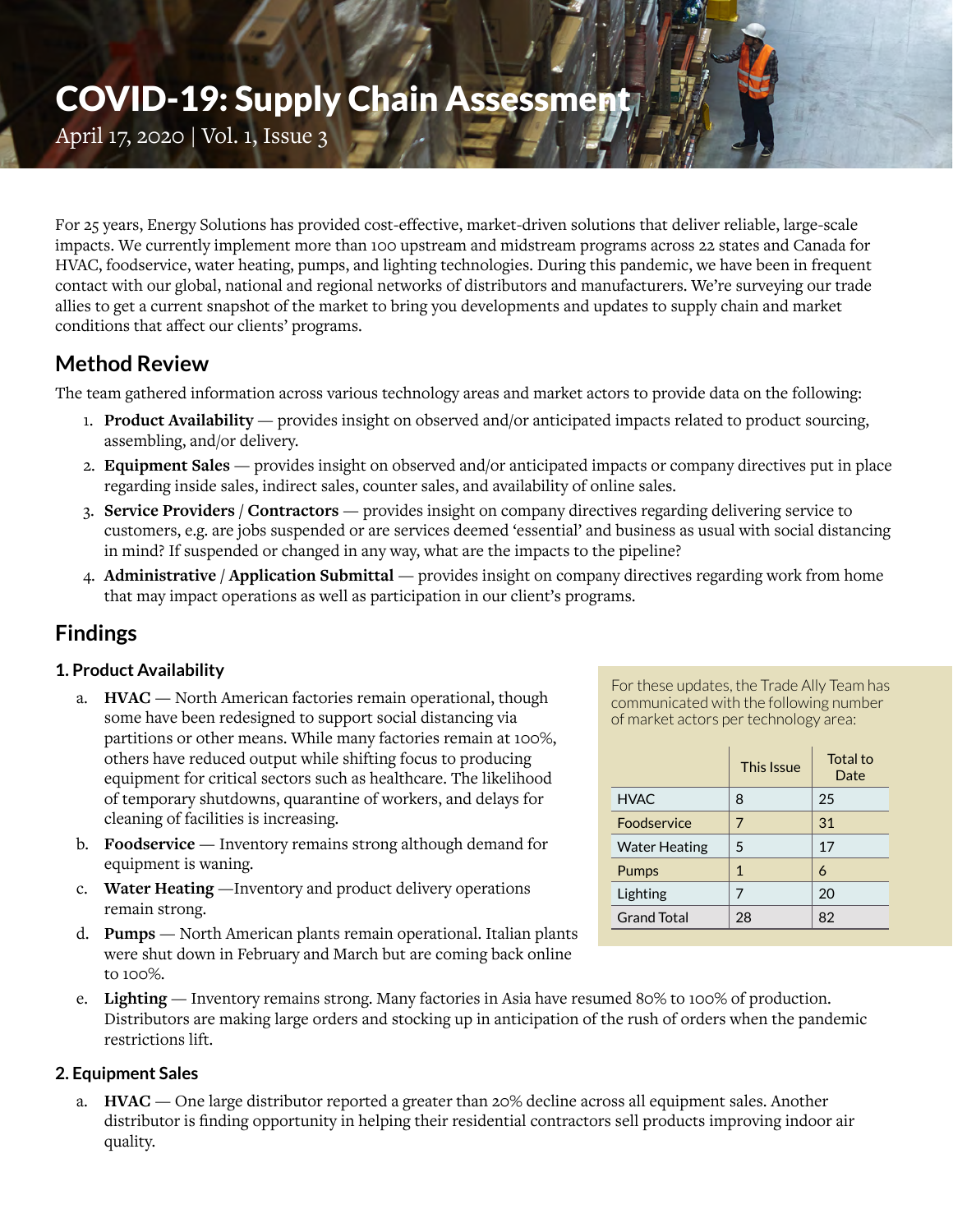# COVID-19: Supply Chain Assessment

April 17, 2020 | Vol. 1, Issue 3

For 25 years, Energy Solutions has provided cost-effective, market-driven solutions that deliver reliable, large-scale impacts. We currently implement more than 100 upstream and midstream programs across 22 states and Canada for HVAC, foodservice, water heating, pumps, and lighting technologies. During this pandemic, we have been in frequent contact with our global, national and regional networks of distributors and manufacturers. We're surveying our trade allies to get a current snapshot of the market to bring you developments and updates to supply chain and market conditions that affect our clients' programs.

## Method Review

The team gathered information across various technology areas and market actors to provide data on the following:

1. **Product Availability** — provides insight on observed and/or anticipated impacts related to product sourcing, assembling, and/or delivery.
2. **Equipment Sales** — provides insight on observed and/or anticipated impacts or company directives put in place regarding inside sales, indirect sales, counter sales, and availability of online sales.
3. **Service Providers / Contractors** — provides insight on company directives regarding delivering service to customers, e.g. are jobs suspended or are services deemed 'essential' and business as usual with social distancing in mind? If suspended or changed in any way, what are the impacts to the pipeline?
4. **Administrative / Application Submittal** — provides insight on company directives regarding work from home that may impact operations as well as participation in our client's programs.

## Findings

For these updates, the Trade Ally Team has communicated with the following number of market actors per technology area:

| | This Issue | Total to Date |
|---|---|---|
| HVAC | 8 | 25 |
| Foodservice | 7 | 31 |
| Water Heating | 5 | 17 |
| Pumps | 1 | 6 |
| Lighting | 7 | 20 |
| Grand Total | 28 | 82 |

### 1. Product Availability

a. **HVAC** — North American factories remain operational, though some have been redesigned to support social distancing via partitions or other means. While many factories remain at 100%, others have reduced output while shifting focus to producing equipment for critical sectors such as healthcare. The likelihood of temporary shutdowns, quarantine of workers, and delays for cleaning of facilities is increasing.

b. **Foodservice** — Inventory remains strong although demand for equipment is waning.

c. **Water Heating** —Inventory and product delivery operations remain strong.

d. **Pumps** — North American plants remain operational. Italian plants were shut down in February and March but are coming back online to 100%.

e. **Lighting** — Inventory remains strong. Many factories in Asia have resumed 80% to 100% of production. Distributors are making large orders and stocking up in anticipation of the rush of orders when the pandemic restrictions lift.

### 2. Equipment Sales

a. **HVAC** — One large distributor reported a greater than 20% decline across all equipment sales. Another distributor is finding opportunity in helping their residential contractors sell products improving indoor air quality.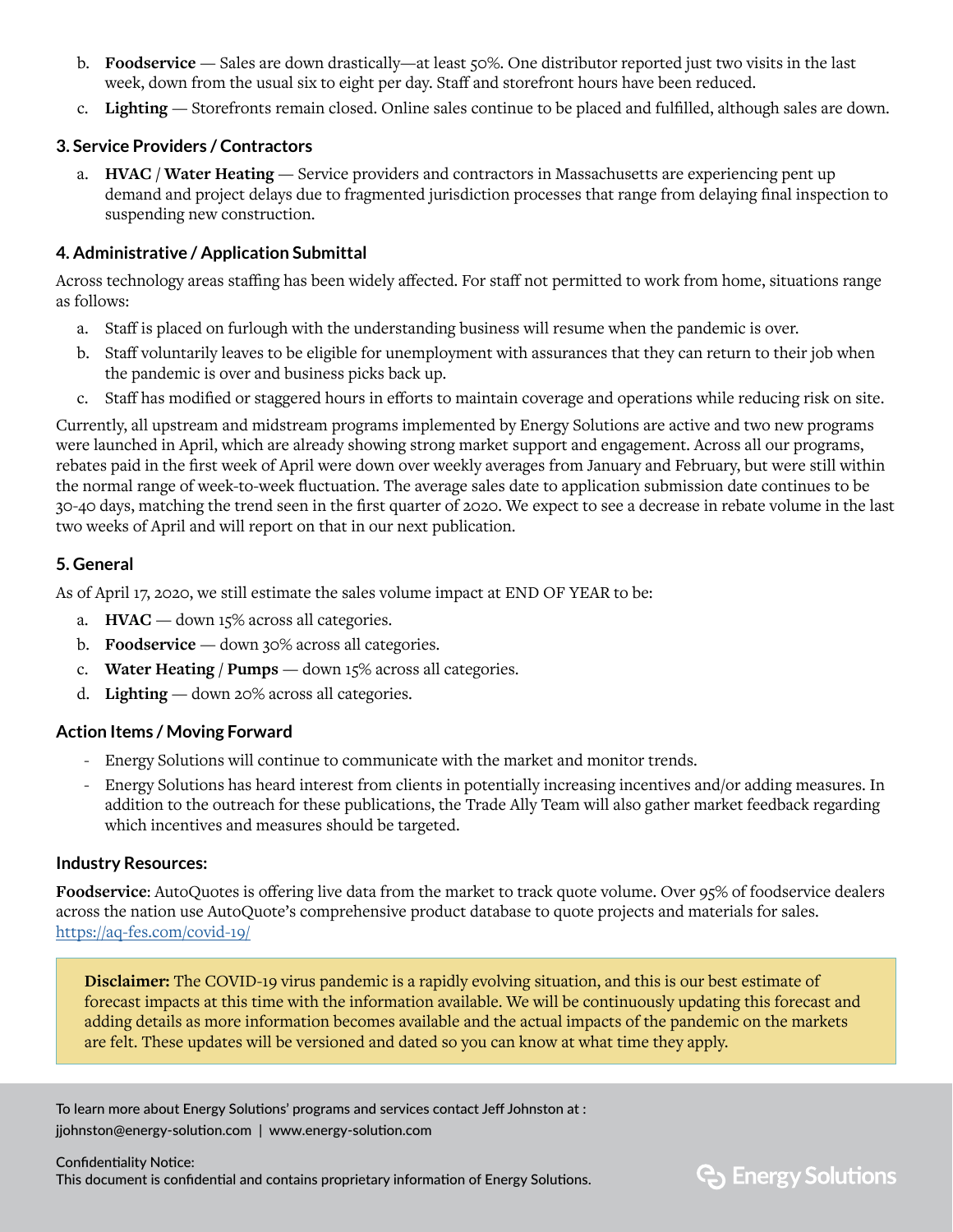b. **Foodservice** — Sales are down drastically—at least 50%. One distributor reported just two visits in the last week, down from the usual six to eight per day. Staff and storefront hours have been reduced.

c. **Lighting** — Storefronts remain closed. Online sales continue to be placed and fulfilled, although sales are down.

### 3. Service Providers / Contractors

a. **HVAC** / **Water Heating** — Service providers and contractors in Massachusetts are experiencing pent up demand and project delays due to fragmented jurisdiction processes that range from delaying final inspection to suspending new construction.

### 4. Administrative / Application Submittal

Across technology areas staffing has been widely affected. For staff not permitted to work from home, situations range as follows:

a. Staff is placed on furlough with the understanding business will resume when the pandemic is over.

b. Staff voluntarily leaves to be eligible for unemployment with assurances that they can return to their job when the pandemic is over and business picks back up.

c. Staff has modified or staggered hours in efforts to maintain coverage and operations while reducing risk on site.

Currently, all upstream and midstream programs implemented by Energy Solutions are active and two new programs were launched in April, which are already showing strong market support and engagement. Across all our programs, rebates paid in the first week of April were down over weekly averages from January and February, but were still within the normal range of week-to-week fluctuation. The average sales date to application submission date continues to be 30-40 days, matching the trend seen in the first quarter of 2020. We expect to see a decrease in rebate volume in the last two weeks of April and will report on that in our next publication.

### 5. General

As of April 17, 2020, we still estimate the sales volume impact at END OF YEAR to be:

a. **HVAC** — down 15% across all categories.

b. **Foodservice** — down 30% across all categories.

c. **Water Heating** / **Pumps** — down 15% across all categories.

d. **Lighting** — down 20% across all categories.

### Action Items / Moving Forward

- Energy Solutions will continue to communicate with the market and monitor trends.
- Energy Solutions has heard interest from clients in potentially increasing incentives and/or adding measures. In addition to the outreach for these publications, the Trade Ally Team will also gather market feedback regarding which incentives and measures should be targeted.

### Industry Resources:

**Foodservice**: AutoQuotes is offering live data from the market to track quote volume. Over 95% of foodservice dealers across the nation use AutoQuote's comprehensive product database to quote projects and materials for sales. https://aq-fes.com/covid-19/

**Disclaimer:** The COVID-19 virus pandemic is a rapidly evolving situation, and this is our best estimate of forecast impacts at this time with the information available. We will be continuously updating this forecast and adding details as more information becomes available and the actual impacts of the pandemic on the markets are felt. These updates will be versioned and dated so you can know at what time they apply.

To learn more about Energy Solutions' programs and services contact Jeff Johnston at :
jjohnston@energy-solution.com | www.energy-solution.com

Confidentiality Notice:
This document is confidential and contains proprietary information of Energy Solutions.

Energy Solutions